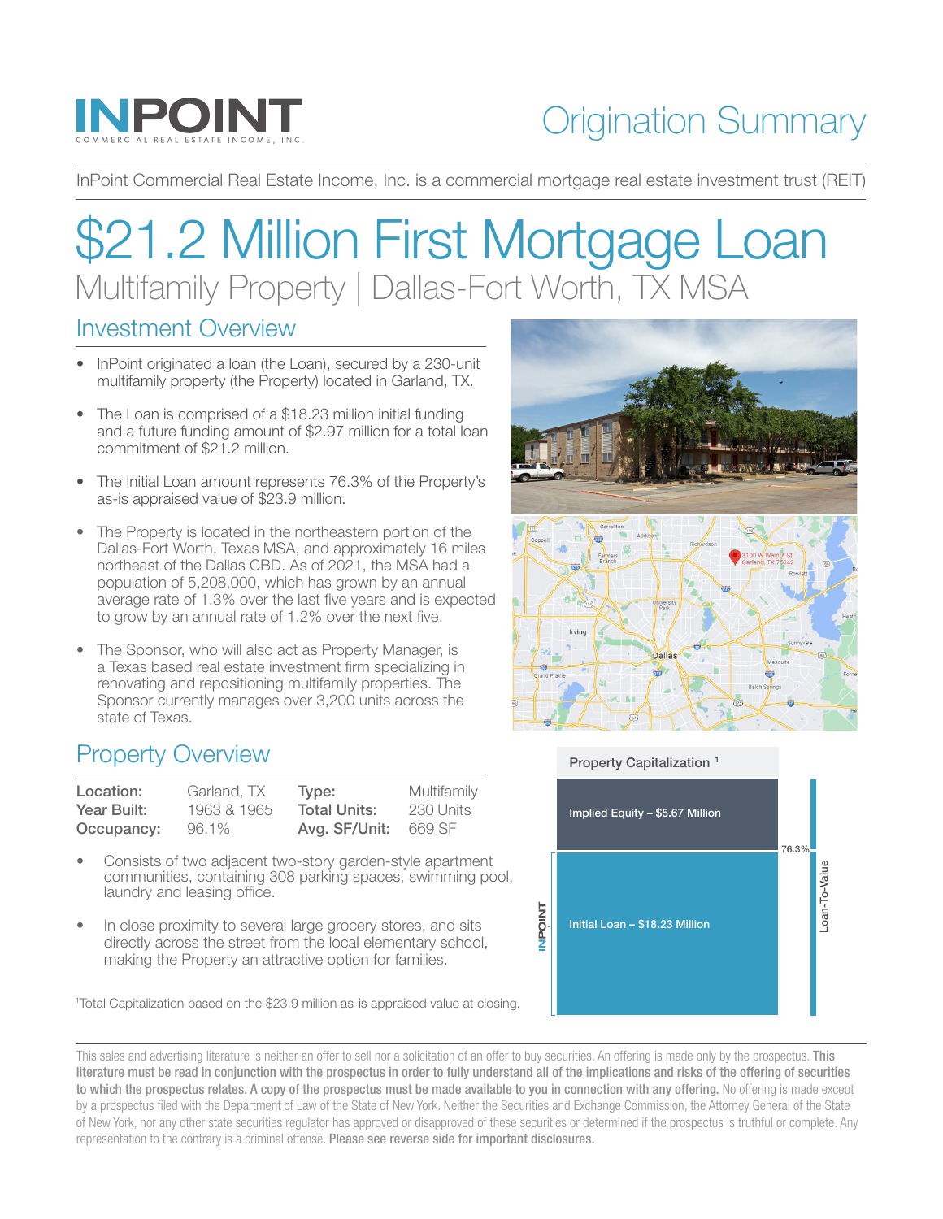# INPOINT

COMMERCIAL REAL ESTATE INCOME, INC.

## Origination Summary

InPoint Commercial Real Estate Income, Inc. is a commercial mortgage real estate investment trust (REIT)

# $21.2 Million First Mortgage Loan

Multifamily Property | Dallas-Fort Worth, TX MSA

## Investment Overview

- InPoint originated a loan (the Loan), secured by a 230-unit multifamily property (the Property) located in Garland, TX.
- The Loan is comprised of a $18.23 million initial funding and a future funding amount of $2.97 million for a total loan commitment of $21.2 million.
- The Initial Loan amount represents 76.3% of the Property's as-is appraised value of $23.9 million.
- The Property is located in the northeastern portion of the Dallas-Fort Worth, Texas MSA, and approximately 16 miles northeast of the Dallas CBD. As of 2021, the MSA had a population of 5,208,000, which has grown by an annual average rate of 1.3% over the last five years and is expected to grow by an annual rate of 1.2% over the next five.
- The Sponsor, who will also act as Property Manager, is a Texas based real estate investment firm specializing in renovating and repositioning multifamily properties. The Sponsor currently manages over 3,200 units across the state of Texas.

## Property Overview

| | | | |
|---|---|---|---|
| **Location:** | Garland, TX | **Type:** | Multifamily |
| **Year Built:** | 1963 & 1965 | **Total Units:** | 230 Units |
| **Occupancy:** | 96.1% | **Avg. SF/Unit:** | 669 SF |

- Consists of two adjacent two-story garden-style apartment communities, containing 308 parking spaces, swimming pool, laundry and leasing office.
- In close proximity to several large grocery stores, and sits directly across the street from the local elementary school, making the Property an attractive option for families.

### Property Capitalization [1]

- Implied Equity – $5.67 Million
- Initial Loan – $18.23 Million (INPOINT)
- Loan-To-Value: 76.3%

[1]Total Capitalization based on the $23.9 million as-is appraised value at closing.

This sales and advertising literature is neither an offer to sell nor a solicitation of an offer to buy securities. An offering is made only by the prospectus. **This literature must be read in conjunction with the prospectus in order to fully understand all of the implications and risks of the offering of securities to which the prospectus relates. A copy of the prospectus must be made available to you in connection with any offering.** No offering is made except by a prospectus filed with the Department of Law of the State of New York. Neither the Securities and Exchange Commission, the Attorney General of the State of New York, nor any other state securities regulator has approved or disapproved of these securities or determined if the prospectus is truthful or complete. Any representation to the contrary is a criminal offense. **Please see reverse side for important disclosures.**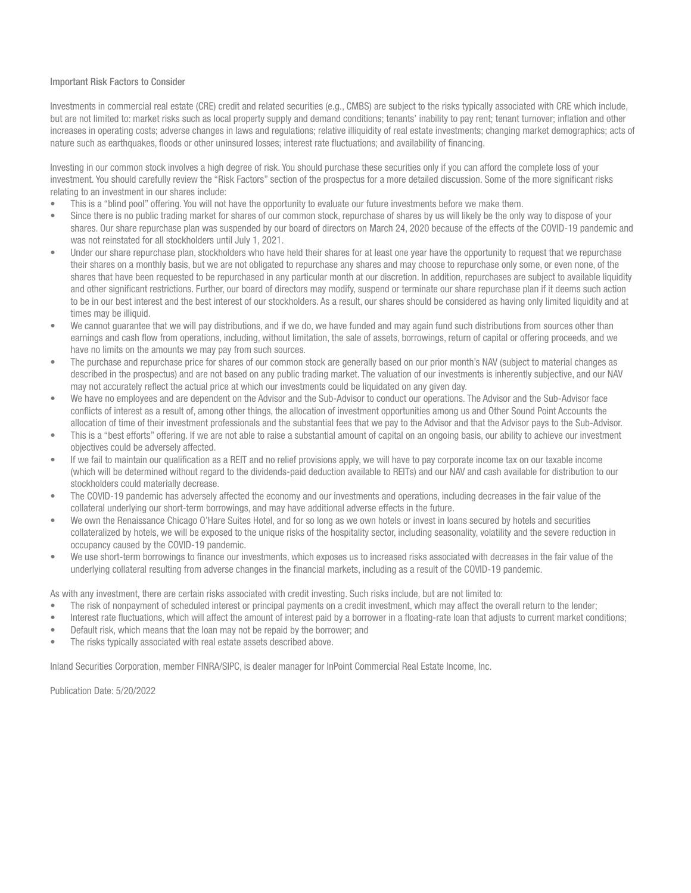## Important Risk Factors to Consider

Investments in commercial real estate (CRE) credit and related securities (e.g., CMBS) are subject to the risks typically associated with CRE which include, but are not limited to: market risks such as local property supply and demand conditions; tenants' inability to pay rent; tenant turnover; inflation and other increases in operating costs; adverse changes in laws and regulations; relative illiquidity of real estate investments; changing market demographics; acts of nature such as earthquakes, floods or other uninsured losses; interest rate fluctuations; and availability of financing.

Investing in our common stock involves a high degree of risk. You should purchase these securities only if you can afford the complete loss of your investment. You should carefully review the "Risk Factors" section of the prospectus for a more detailed discussion. Some of the more significant risks relating to an investment in our shares include:

- This is a "blind pool" offering. You will not have the opportunity to evaluate our future investments before we make them.
- Since there is no public trading market for shares of our common stock, repurchase of shares by us will likely be the only way to dispose of your shares. Our share repurchase plan was suspended by our board of directors on March 24, 2020 because of the effects of the COVID-19 pandemic and was not reinstated for all stockholders until July 1, 2021.
- Under our share repurchase plan, stockholders who have held their shares for at least one year have the opportunity to request that we repurchase their shares on a monthly basis, but we are not obligated to repurchase any shares and may choose to repurchase only some, or even none, of the shares that have been requested to be repurchased in any particular month at our discretion. In addition, repurchases are subject to available liquidity and other significant restrictions. Further, our board of directors may modify, suspend or terminate our share repurchase plan if it deems such action to be in our best interest and the best interest of our stockholders. As a result, our shares should be considered as having only limited liquidity and at times may be illiquid.
- We cannot guarantee that we will pay distributions, and if we do, we have funded and may again fund such distributions from sources other than earnings and cash flow from operations, including, without limitation, the sale of assets, borrowings, return of capital or offering proceeds, and we have no limits on the amounts we may pay from such sources.
- The purchase and repurchase price for shares of our common stock are generally based on our prior month's NAV (subject to material changes as described in the prospectus) and are not based on any public trading market. The valuation of our investments is inherently subjective, and our NAV may not accurately reflect the actual price at which our investments could be liquidated on any given day.
- We have no employees and are dependent on the Advisor and the Sub-Advisor to conduct our operations. The Advisor and the Sub-Advisor face conflicts of interest as a result of, among other things, the allocation of investment opportunities among us and Other Sound Point Accounts the allocation of time of their investment professionals and the substantial fees that we pay to the Advisor and that the Advisor pays to the Sub-Advisor.
- This is a "best efforts" offering. If we are not able to raise a substantial amount of capital on an ongoing basis, our ability to achieve our investment objectives could be adversely affected.
- If we fail to maintain our qualification as a REIT and no relief provisions apply, we will have to pay corporate income tax on our taxable income (which will be determined without regard to the dividends-paid deduction available to REITs) and our NAV and cash available for distribution to our stockholders could materially decrease.
- The COVID-19 pandemic has adversely affected the economy and our investments and operations, including decreases in the fair value of the collateral underlying our short-term borrowings, and may have additional adverse effects in the future.
- We own the Renaissance Chicago O'Hare Suites Hotel, and for so long as we own hotels or invest in loans secured by hotels and securities collateralized by hotels, we will be exposed to the unique risks of the hospitality sector, including seasonality, volatility and the severe reduction in occupancy caused by the COVID-19 pandemic.
- We use short-term borrowings to finance our investments, which exposes us to increased risks associated with decreases in the fair value of the underlying collateral resulting from adverse changes in the financial markets, including as a result of the COVID-19 pandemic.

As with any investment, there are certain risks associated with credit investing. Such risks include, but are not limited to:

- The risk of nonpayment of scheduled interest or principal payments on a credit investment, which may affect the overall return to the lender;
- Interest rate fluctuations, which will affect the amount of interest paid by a borrower in a floating-rate loan that adjusts to current market conditions;
- Default risk, which means that the loan may not be repaid by the borrower; and
- The risks typically associated with real estate assets described above.

Inland Securities Corporation, member FINRA/SIPC, is dealer manager for InPoint Commercial Real Estate Income, Inc.

Publication Date: 5/20/2022